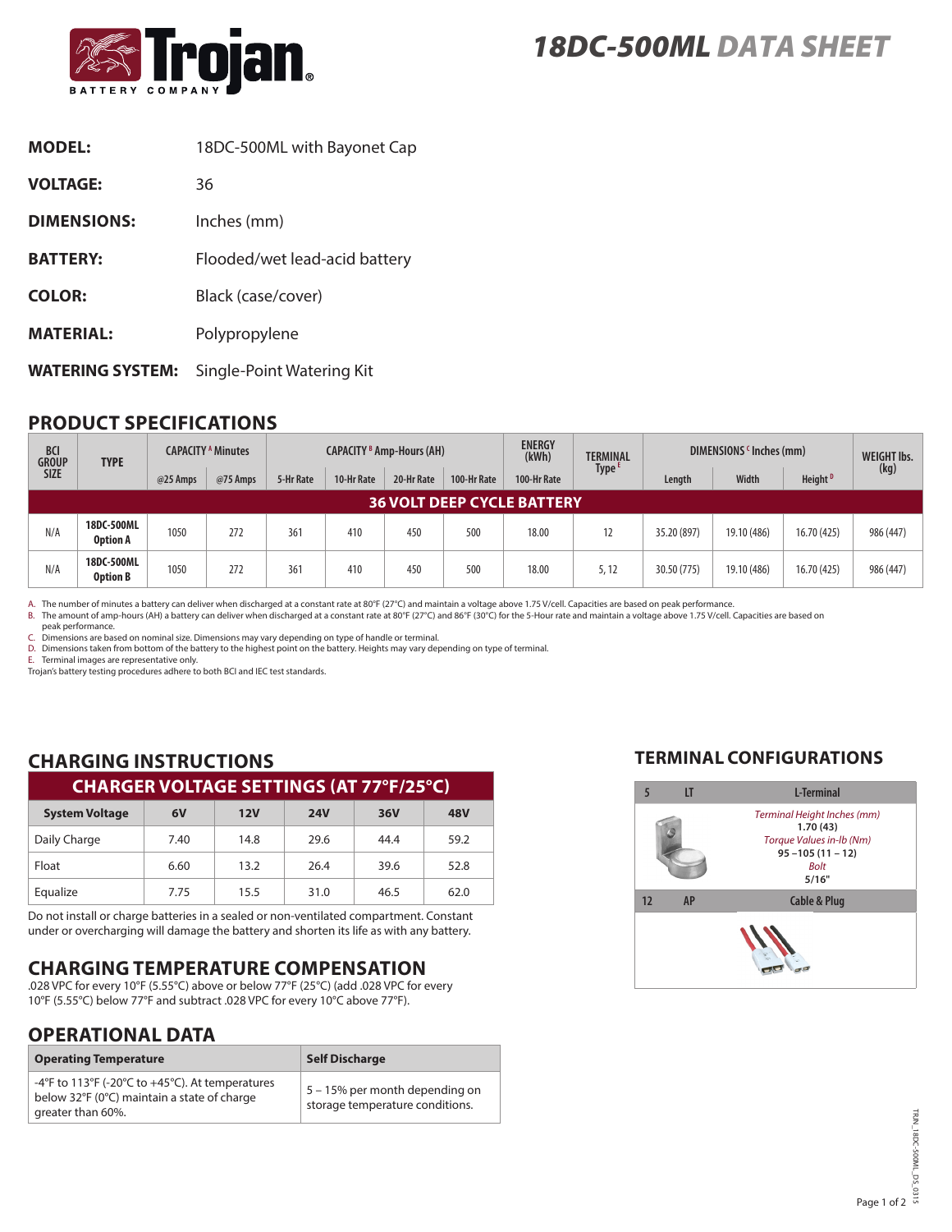# 18DC-500ML DATA SHEET

Trojan BATTERY COMPANY

**MODEL:** 18DC-500ML with Bayonet Cap

**VOLTAGE:** 36

**DIMENSIONS:** Inches (mm)

**BATTERY:** Flooded/wet lead-acid battery

**COLOR:** Black (case/cover)

**MATERIAL:** Polypropylene

**WATERING SYSTEM:** Single-Point Watering Kit

## PRODUCT SPECIFICATIONS

| BCI GROUP SIZE | TYPE | CAPACITY [A] Minutes | | CAPACITY [B] Amp-Hours (AH) | | | | ENERGY (kWh) | TERMINAL Type [E] | DIMENSIONS [C] Inches (mm) | | | WEIGHT lbs. (kg) |
|---|---|---|---|---|---|---|---|---|---|---|---|---|---|
| | | @25 Amps | @75 Amps | 5-Hr Rate | 10-Hr Rate | 20-Hr Rate | 100-Hr Rate | 100-Hr Rate | | Length | Width | Height [D] | |
| **36 VOLT DEEP CYCLE BATTERY** | | | | | | | | | | | | | |
| N/A | **18DC-500ML Option A** | 1050 | 272 | 361 | 410 | 450 | 500 | 18.00 | 12 | 35.20 (897) | 19.10 (486) | 16.70 (425) | 986 (447) |
| N/A | **18DC-500ML Option B** | 1050 | 272 | 361 | 410 | 450 | 500 | 18.00 | 5, 12 | 30.50 (775) | 19.10 (486) | 16.70 (425) | 986 (447) |

A. The number of minutes a battery can deliver when discharged at a constant rate at 80°F (27°C) and maintain a voltage above 1.75 V/cell. Capacities are based on peak performance.
B. The amount of amp-hours (AH) a battery can deliver when discharged at a constant rate at 80°F (27°C) and 86°F (30°C) for the 5-Hour rate and maintain a voltage above 1.75 V/cell. Capacities are based on peak performance.
C. Dimensions are based on nominal size. Dimensions may vary depending on type of handle or terminal.
D. Dimensions taken from bottom of the battery to the highest point on the battery. Heights may vary depending on type of terminal.
E. Terminal images are representative only.
Trojan's battery testing procedures adhere to both BCI and IEC test standards.

## CHARGING INSTRUCTIONS

**CHARGER VOLTAGE SETTINGS (AT 77°F/25°C)**

| System Voltage | 6V | 12V | 24V | 36V | 48V |
|---|---|---|---|---|---|
| Daily Charge | 7.40 | 14.8 | 29.6 | 44.4 | 59.2 |
| Float | 6.60 | 13.2 | 26.4 | 39.6 | 52.8 |
| Equalize | 7.75 | 15.5 | 31.0 | 46.5 | 62.0 |

Do not install or charge batteries in a sealed or non-ventilated compartment. Constant under or overcharging will damage the battery and shorten its life as with any battery.

## CHARGING TEMPERATURE COMPENSATION

.028 VPC for every 10°F (5.55°C) above or below 77°F (25°C) (add .028 VPC for every 10°F (5.55°C) below 77°F and subtract .028 VPC for every 10°C above 77°F).

## OPERATIONAL DATA

| Operating Temperature | Self Discharge |
|---|---|
| -4°F to 113°F (-20°C to +45°C). At temperatures below 32°F (0°C) maintain a state of charge greater than 60%. | 5 – 15% per month depending on storage temperature conditions. |

## TERMINAL CONFIGURATIONS

| 5 | LT | L-Terminal |
|---|---|---|
| | | *Terminal Height Inches (mm)* **1.70 (43)** *Torque Values in-lb (Nm)* **95 –105 (11 – 12)** *Bolt* **5/16"** |
| 12 | AP | Cable & Plug |

TRJN_18DC-500ML_DS_0315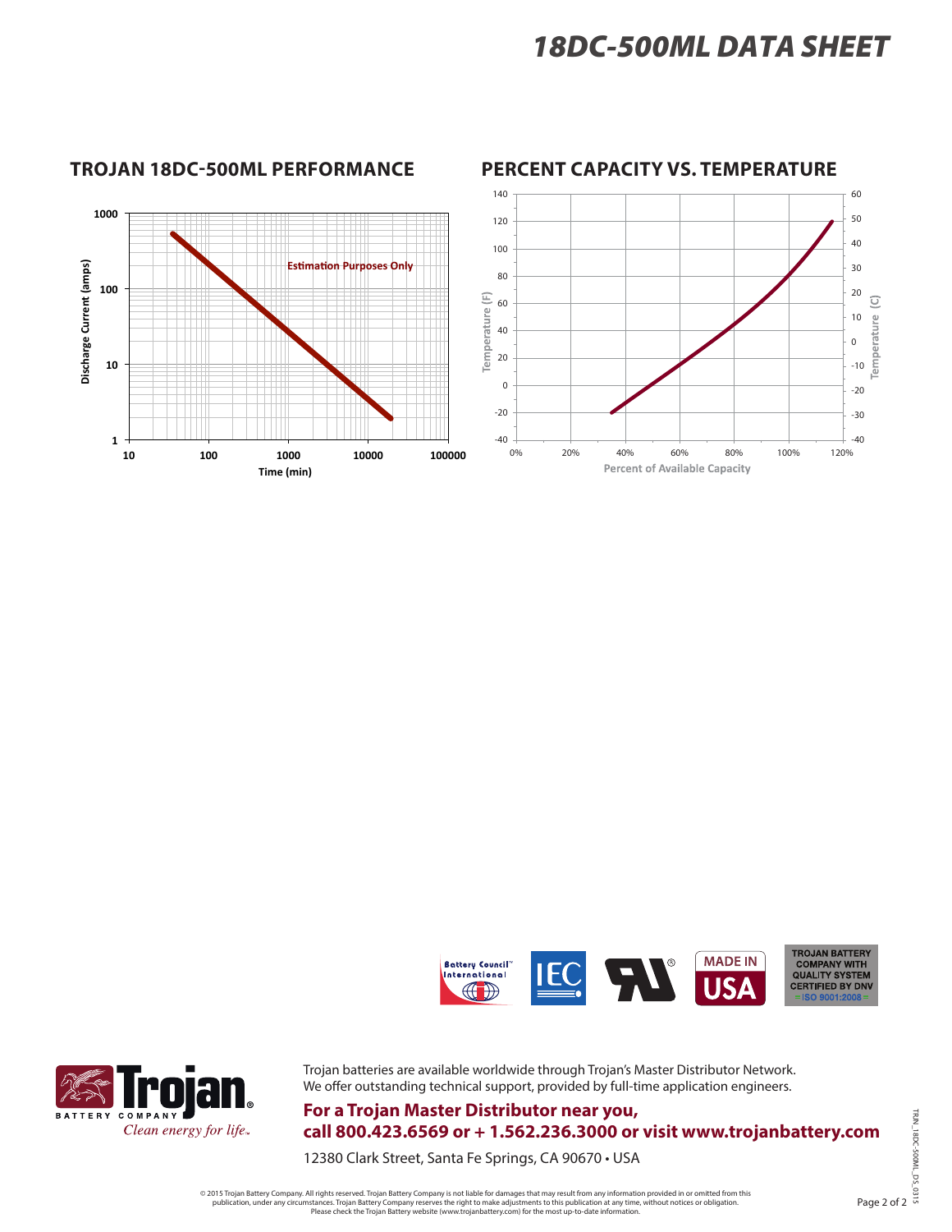# 18DC-500ML DATA SHEET

## TROJAN 18DC-500ML PERFORMANCE

1000
100
10
1

Discharge Current (amps)

Estimation Purposes Only

10
100
1000
10000
100000

Time (min)

## PERCENT CAPACITY VS. TEMPERATURE

140
120
100
80
60
40
20
0
-20
-40

Temperature (F)

60
50
40
30
20
10
0
-10
-20
-30
-40

Temperature (C)

0%
20%
40%
60%
80%
100%
120%

Percent of Available Capacity

Battery Council International

IEC

MADE IN USA

TROJAN BATTERY COMPANY WITH QUALITY SYSTEM CERTIFIED BY DNV = ISO 9001:2008 =

Trojan BATTERY COMPANY *Clean energy for life.*

Trojan batteries are available worldwide through Trojan's Master Distributor Network. We offer outstanding technical support, provided by full-time application engineers.

**For a Trojan Master Distributor near you, call 800.423.6569 or + 1.562.236.3000 or visit www.trojanbattery.com**

12380 Clark Street, Santa Fe Springs, CA 90670 • USA

© 2015 Trojan Battery Company. All rights reserved. Trojan Battery Company is not liable for damages that may result from any information provided in or omitted from this publication, under any circumstances. Trojan Battery Company reserves the right to make adjustments to this publication at any time, without notices or obligation. Please check the Trojan Battery website (www.trojanbattery.com) for the most up-to-date information.

TRJN_18DC-500ML_DS_0315